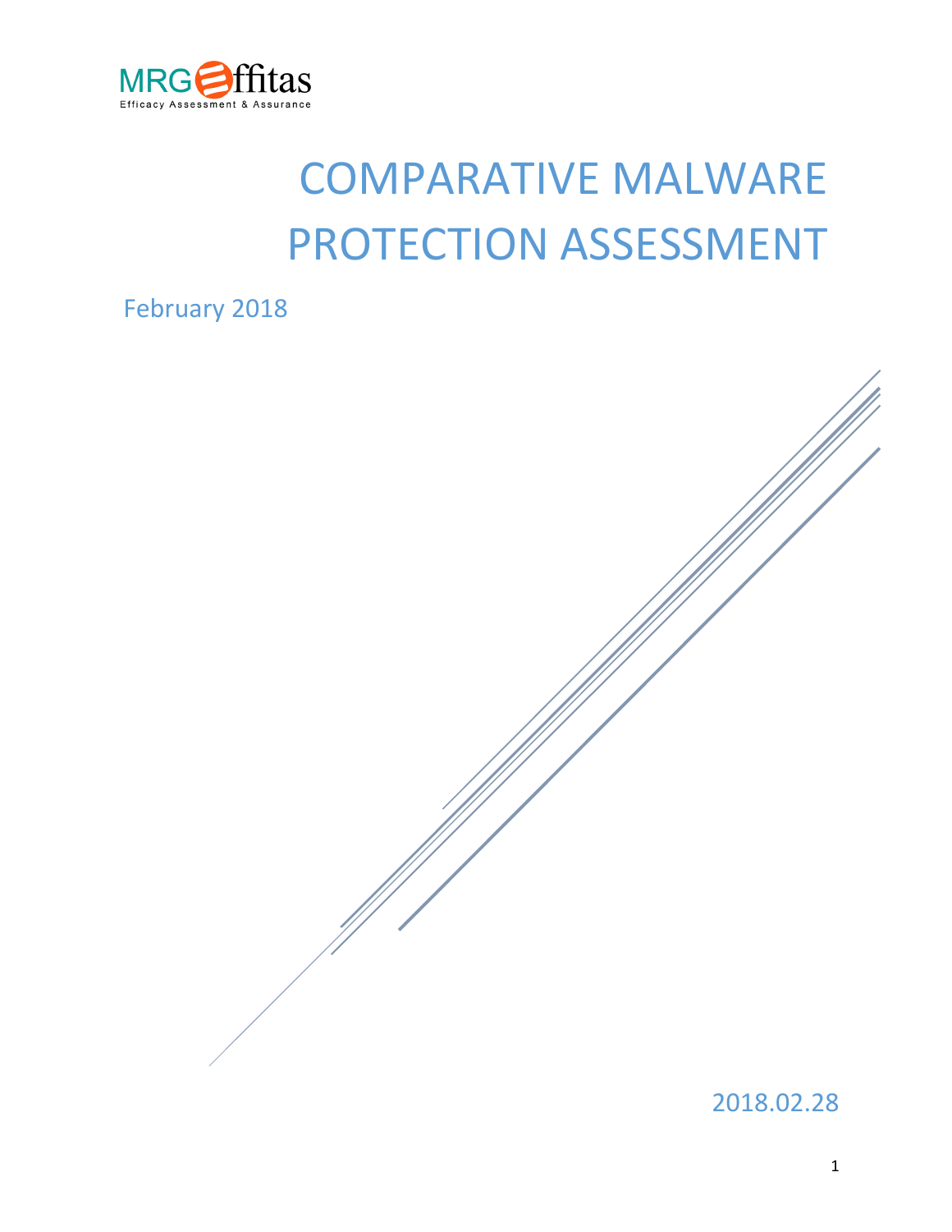MRG Effitas

Efficacy Assessment & Assurance

# COMPARATIVE MALWARE PROTECTION ASSESSMENT

February 2018

2018.02.28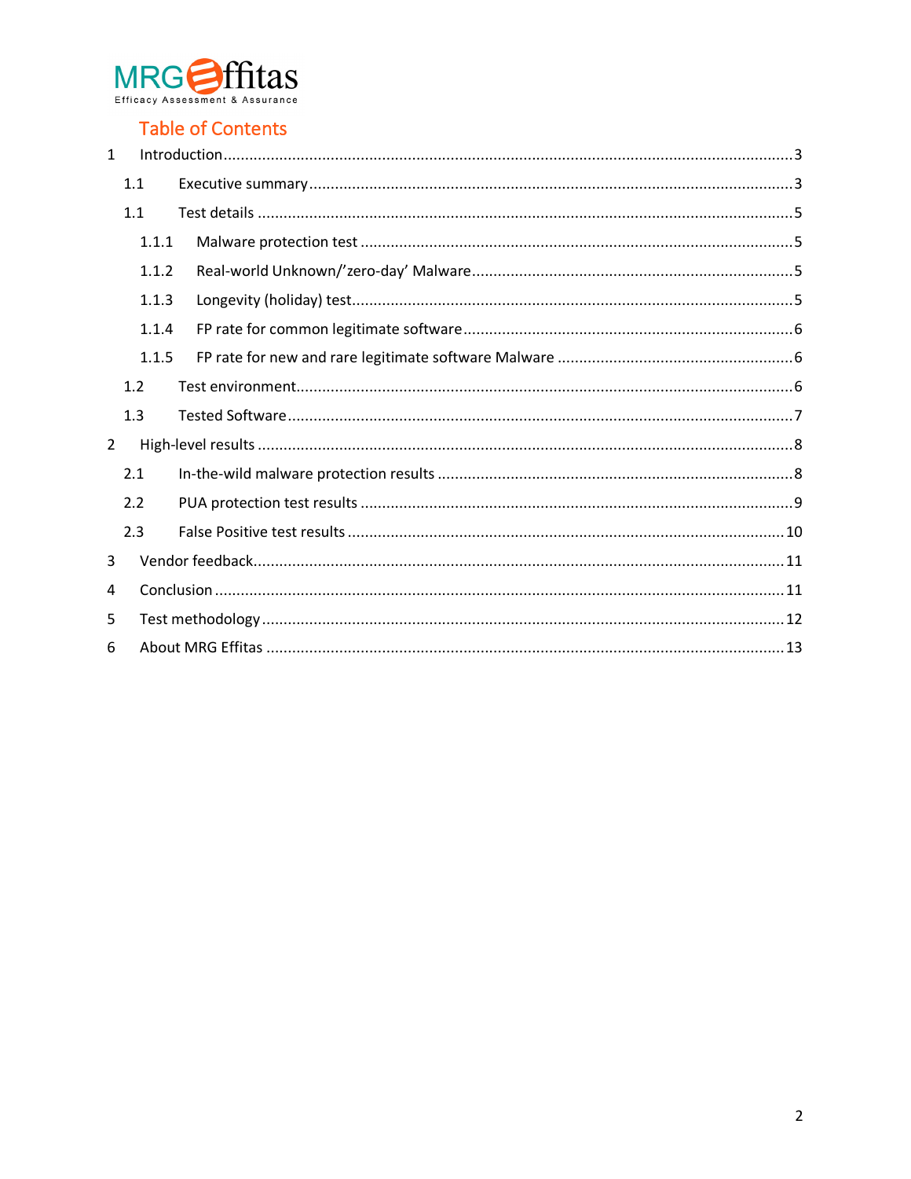## Table of Contents

1 Introduction ..... 3

- 1.1 Executive summary ..... 3
- 1.1 Test details ..... 5
  - 1.1.1 Malware protection test ..... 5
  - 1.1.2 Real-world Unknown/'zero-day' Malware ..... 5
  - 1.1.3 Longevity (holiday) test ..... 5
  - 1.1.4 FP rate for common legitimate software ..... 6
  - 1.1.5 FP rate for new and rare legitimate software Malware ..... 6
- 1.2 Test environment ..... 6
- 1.3 Tested Software ..... 7

2 High-level results ..... 8

- 2.1 In-the-wild malware protection results ..... 8
- 2.2 PUA protection test results ..... 9
- 2.3 False Positive test results ..... 10

3 Vendor feedback ..... 11

4 Conclusion ..... 11

5 Test methodology ..... 12

6 About MRG Effitas ..... 13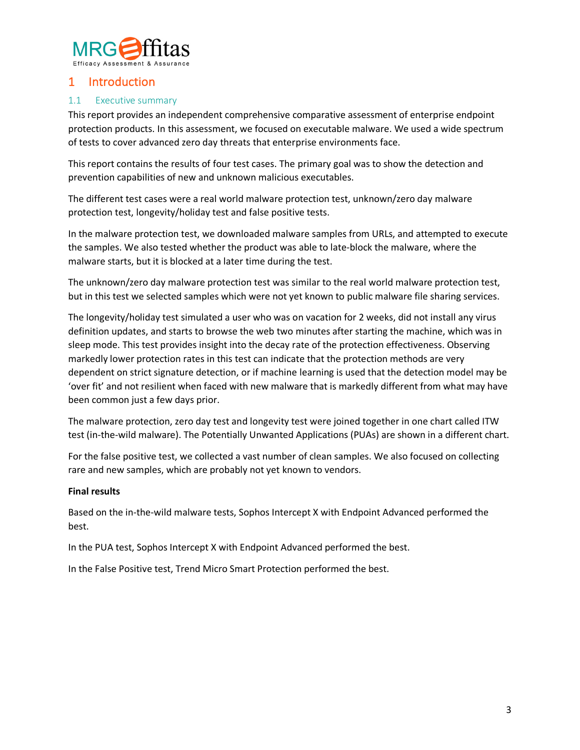# 1 Introduction

## 1.1 Executive summary

This report provides an independent comprehensive comparative assessment of enterprise endpoint protection products. In this assessment, we focused on executable malware. We used a wide spectrum of tests to cover advanced zero day threats that enterprise environments face.

This report contains the results of four test cases. The primary goal was to show the detection and prevention capabilities of new and unknown malicious executables.

The different test cases were a real world malware protection test, unknown/zero day malware protection test, longevity/holiday test and false positive tests.

In the malware protection test, we downloaded malware samples from URLs, and attempted to execute the samples. We also tested whether the product was able to late-block the malware, where the malware starts, but it is blocked at a later time during the test.

The unknown/zero day malware protection test was similar to the real world malware protection test, but in this test we selected samples which were not yet known to public malware file sharing services.

The longevity/holiday test simulated a user who was on vacation for 2 weeks, did not install any virus definition updates, and starts to browse the web two minutes after starting the machine, which was in sleep mode. This test provides insight into the decay rate of the protection effectiveness. Observing markedly lower protection rates in this test can indicate that the protection methods are very dependent on strict signature detection, or if machine learning is used that the detection model may be 'over fit' and not resilient when faced with new malware that is markedly different from what may have been common just a few days prior.

The malware protection, zero day test and longevity test were joined together in one chart called ITW test (in-the-wild malware). The Potentially Unwanted Applications (PUAs) are shown in a different chart.

For the false positive test, we collected a vast number of clean samples. We also focused on collecting rare and new samples, which are probably not yet known to vendors.

**Final results**

Based on the in-the-wild malware tests, Sophos Intercept X with Endpoint Advanced performed the best.

In the PUA test, Sophos Intercept X with Endpoint Advanced performed the best.

In the False Positive test, Trend Micro Smart Protection performed the best.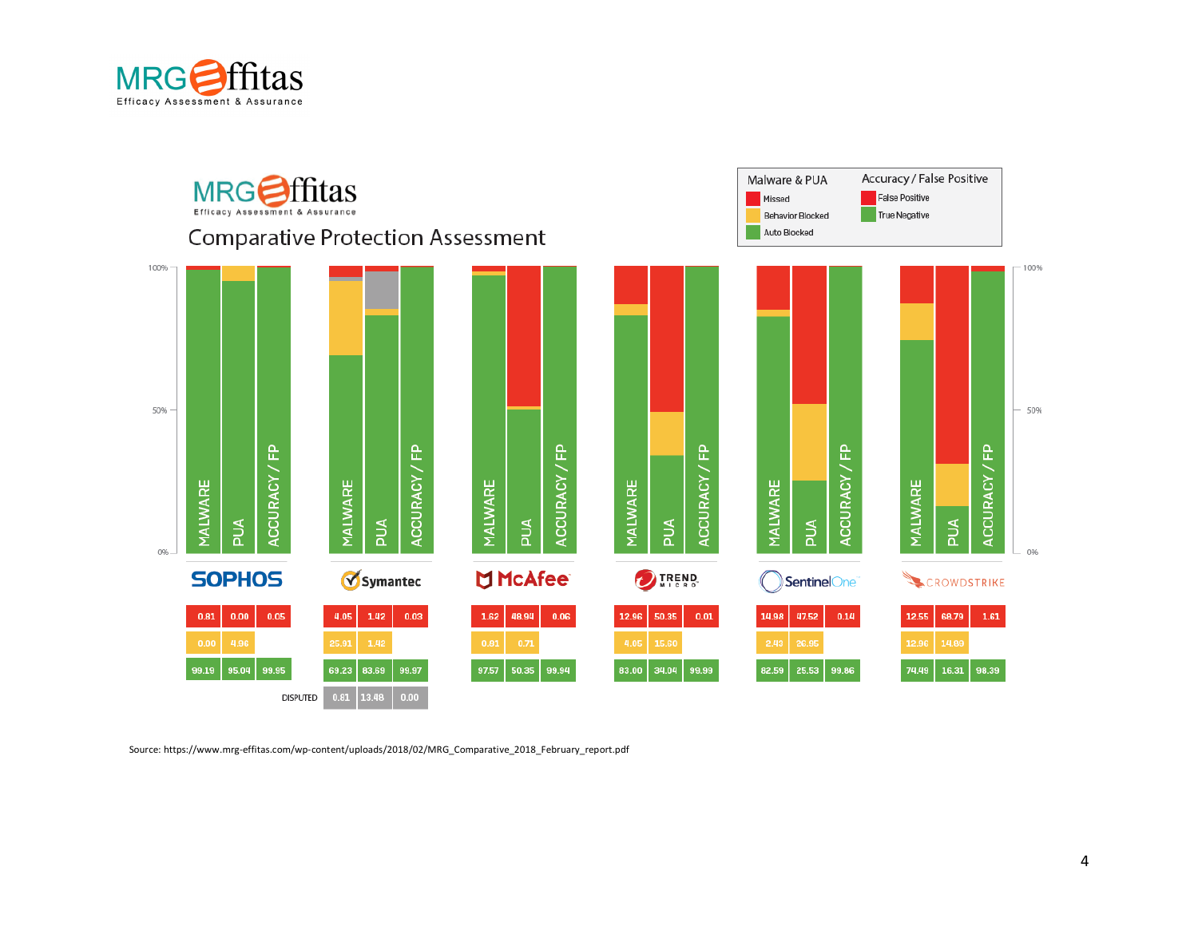MRG Effitas
Efficacy Assessment & Assurance

## Comparative Protection Assessment

| Malware & PUA | Accuracy / False Positive |
|---|---|
| Missed | False Positive |
| Behavior Blocked | True Negative |
| Auto Blocked | |

| | SOPHOS Malware | SOPHOS PUA | SOPHOS Accuracy / FP | Symantec Malware | Symantec PUA | Symantec Accuracy / FP | McAfee Malware | McAfee PUA | McAfee Accuracy / FP | Trend Micro Malware | Trend Micro PUA | Trend Micro Accuracy / FP | SentinelOne Malware | SentinelOne PUA | SentinelOne Accuracy / FP | CrowdStrike Malware | CrowdStrike PUA | CrowdStrike Accuracy / FP |
|---|---|---|---|---|---|---|---|---|---|---|---|---|---|---|---|---|---|---|
| Missed / False Positive | 0.81 | 0.00 | 0.05 | 4.05 | 1.42 | 0.03 | 1.62 | 48.94 | 0.06 | 12.96 | 50.35 | 0.01 | 14.98 | 47.52 | 0.14 | 12.55 | 68.79 | 1.61 |
| Behavior Blocked | 0.00 | 4.96 | | 25.91 | 1.42 | | 0.81 | 0.71 | | 4.05 | 15.60 | | 2.43 | 26.95 | | 12.96 | 14.89 | |
| Auto Blocked / True Negative | 99.19 | 95.04 | 99.95 | 69.23 | 83.69 | 99.97 | 97.57 | 50.35 | 99.94 | 83.00 | 34.04 | 99.99 | 82.59 | 25.53 | 99.86 | 74.49 | 16.31 | 98.39 |
| DISPUTED | | | | 0.81 | 13.48 | 0.00 | | | | | | | | | | | | |

Source: https://www.mrg-effitas.com/wp-content/uploads/2018/02/MRG_Comparative_2018_February_report.pdf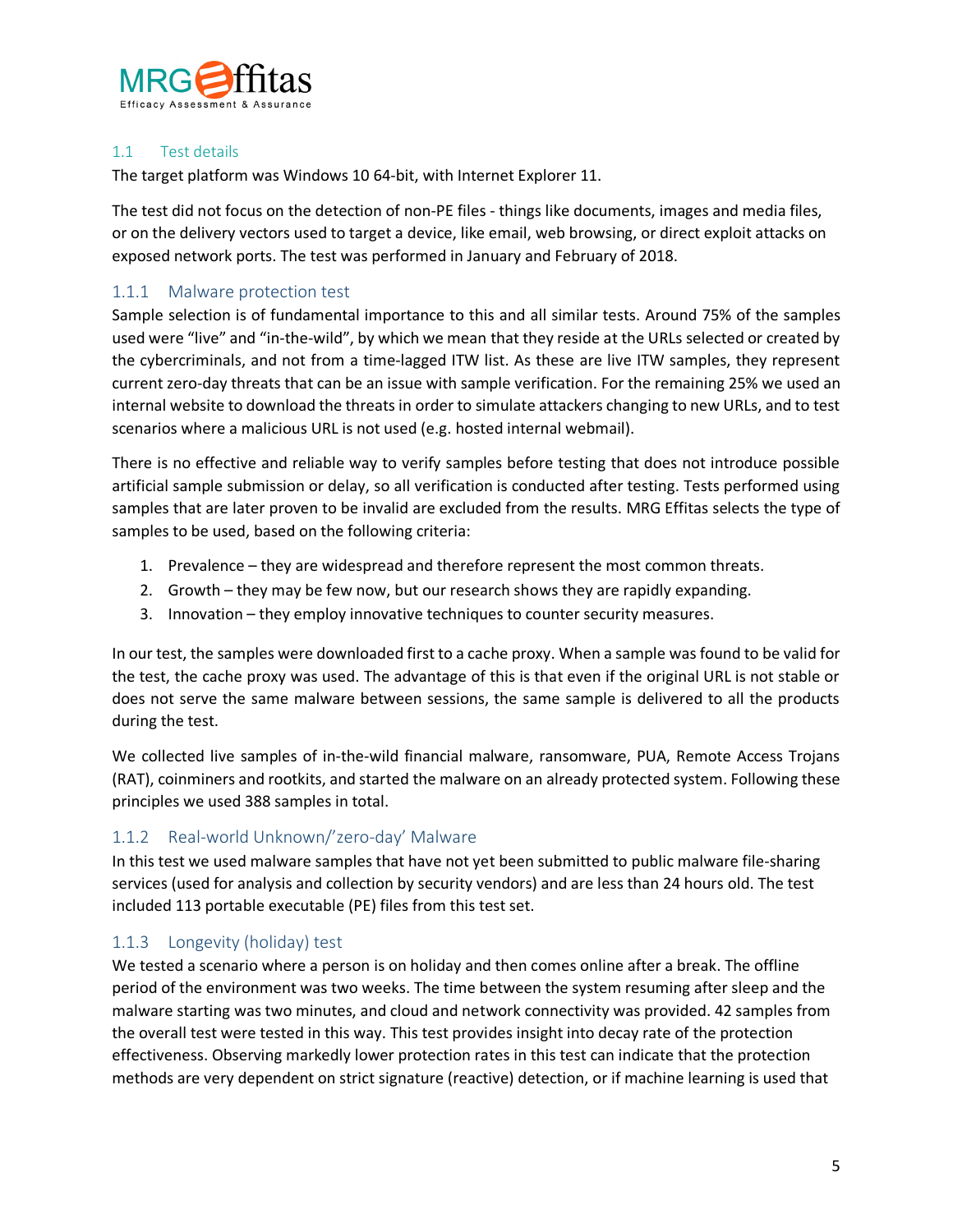### 1.1 Test details

The target platform was Windows 10 64-bit, with Internet Explorer 11.

The test did not focus on the detection of non-PE files - things like documents, images and media files, or on the delivery vectors used to target a device, like email, web browsing, or direct exploit attacks on exposed network ports. The test was performed in January and February of 2018.

#### 1.1.1 Malware protection test

Sample selection is of fundamental importance to this and all similar tests. Around 75% of the samples used were "live" and "in-the-wild", by which we mean that they reside at the URLs selected or created by the cybercriminals, and not from a time-lagged ITW list. As these are live ITW samples, they represent current zero-day threats that can be an issue with sample verification. For the remaining 25% we used an internal website to download the threats in order to simulate attackers changing to new URLs, and to test scenarios where a malicious URL is not used (e.g. hosted internal webmail).

There is no effective and reliable way to verify samples before testing that does not introduce possible artificial sample submission or delay, so all verification is conducted after testing. Tests performed using samples that are later proven to be invalid are excluded from the results. MRG Effitas selects the type of samples to be used, based on the following criteria:

1. Prevalence – they are widespread and therefore represent the most common threats.
2. Growth – they may be few now, but our research shows they are rapidly expanding.
3. Innovation – they employ innovative techniques to counter security measures.

In our test, the samples were downloaded first to a cache proxy. When a sample was found to be valid for the test, the cache proxy was used. The advantage of this is that even if the original URL is not stable or does not serve the same malware between sessions, the same sample is delivered to all the products during the test.

We collected live samples of in-the-wild financial malware, ransomware, PUA, Remote Access Trojans (RAT), coinminers and rootkits, and started the malware on an already protected system. Following these principles we used 388 samples in total.

#### 1.1.2 Real-world Unknown/'zero-day' Malware

In this test we used malware samples that have not yet been submitted to public malware file-sharing services (used for analysis and collection by security vendors) and are less than 24 hours old. The test included 113 portable executable (PE) files from this test set.

#### 1.1.3 Longevity (holiday) test

We tested a scenario where a person is on holiday and then comes online after a break. The offline period of the environment was two weeks. The time between the system resuming after sleep and the malware starting was two minutes, and cloud and network connectivity was provided. 42 samples from the overall test were tested in this way. This test provides insight into decay rate of the protection effectiveness. Observing markedly lower protection rates in this test can indicate that the protection methods are very dependent on strict signature (reactive) detection, or if machine learning is used that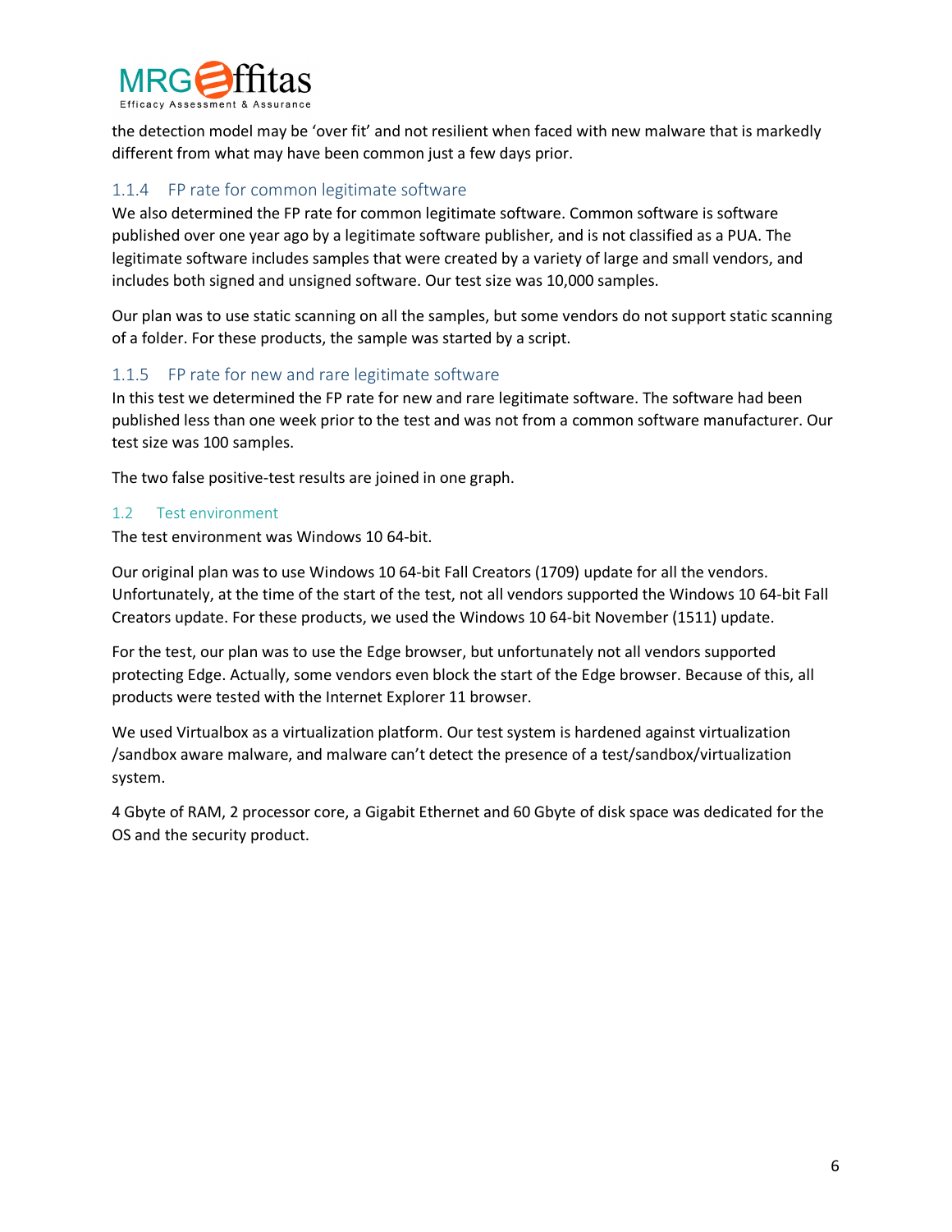the detection model may be 'over fit' and not resilient when faced with new malware that is markedly different from what may have been common just a few days prior.

### 1.1.4 FP rate for common legitimate software

We also determined the FP rate for common legitimate software. Common software is software published over one year ago by a legitimate software publisher, and is not classified as a PUA. The legitimate software includes samples that were created by a variety of large and small vendors, and includes both signed and unsigned software. Our test size was 10,000 samples.

Our plan was to use static scanning on all the samples, but some vendors do not support static scanning of a folder. For these products, the sample was started by a script.

### 1.1.5 FP rate for new and rare legitimate software

In this test we determined the FP rate for new and rare legitimate software. The software had been published less than one week prior to the test and was not from a common software manufacturer. Our test size was 100 samples.

The two false positive-test results are joined in one graph.

## 1.2 Test environment

The test environment was Windows 10 64-bit.

Our original plan was to use Windows 10 64-bit Fall Creators (1709) update for all the vendors. Unfortunately, at the time of the start of the test, not all vendors supported the Windows 10 64-bit Fall Creators update. For these products, we used the Windows 10 64-bit November (1511) update.

For the test, our plan was to use the Edge browser, but unfortunately not all vendors supported protecting Edge. Actually, some vendors even block the start of the Edge browser. Because of this, all products were tested with the Internet Explorer 11 browser.

We used Virtualbox as a virtualization platform. Our test system is hardened against virtualization /sandbox aware malware, and malware can't detect the presence of a test/sandbox/virtualization system.

4 Gbyte of RAM, 2 processor core, a Gigabit Ethernet and 60 Gbyte of disk space was dedicated for the OS and the security product.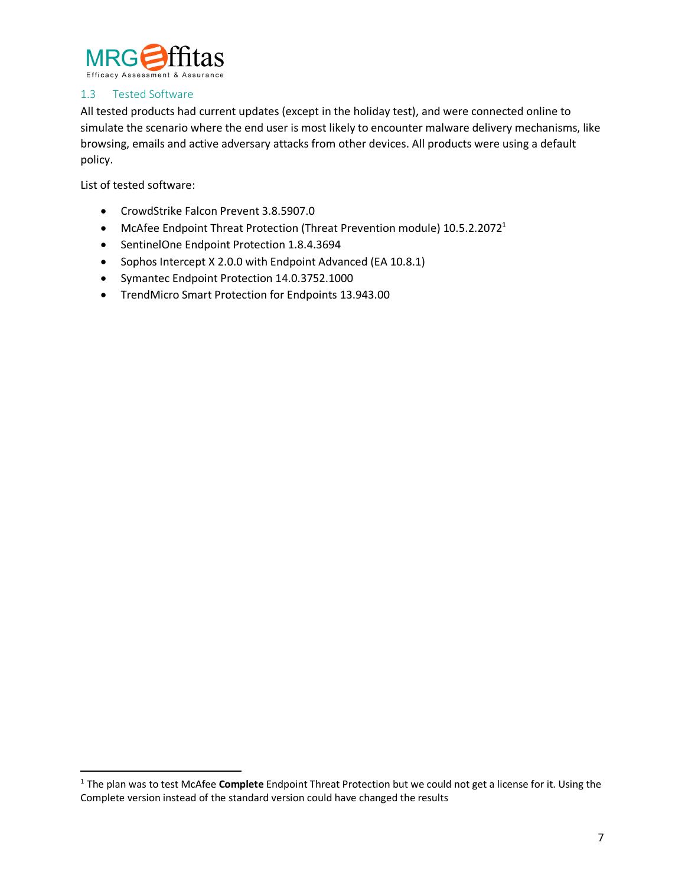### 1.3 Tested Software

All tested products had current updates (except in the holiday test), and were connected online to simulate the scenario where the end user is most likely to encounter malware delivery mechanisms, like browsing, emails and active adversary attacks from other devices. All products were using a default policy.

List of tested software:

- CrowdStrike Falcon Prevent 3.8.5907.0
- McAfee Endpoint Threat Protection (Threat Prevention module) 10.5.2.2072[1]
- SentinelOne Endpoint Protection 1.8.4.3694
- Sophos Intercept X 2.0.0 with Endpoint Advanced (EA 10.8.1)
- Symantec Endpoint Protection 14.0.3752.1000
- TrendMicro Smart Protection for Endpoints 13.943.00

---

[1] The plan was to test McAfee **Complete** Endpoint Threat Protection but we could not get a license for it. Using the Complete version instead of the standard version could have changed the results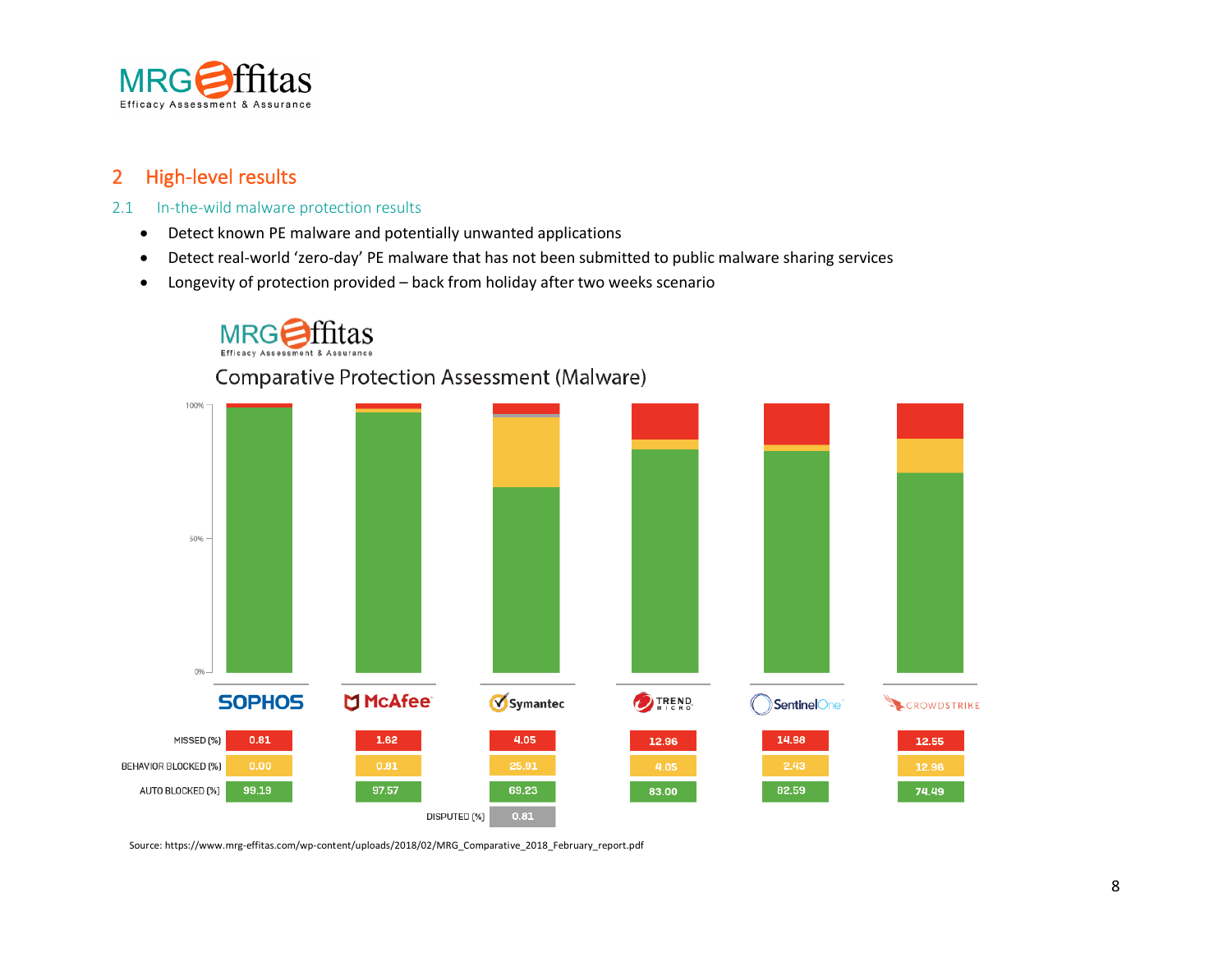## 2 High-level results

### 2.1 In-the-wild malware protection results

- Detect known PE malware and potentially unwanted applications
- Detect real-world 'zero-day' PE malware that has not been submitted to public malware sharing services
- Longevity of protection provided – back from holiday after two weeks scenario

MRG Effitas Efficacy Assessment & Assurance

Comparative Protection Assessment (Malware)

| | SOPHOS | McAfee | Symantec | TREND MICRO | SentinelOne | CROWDSTRIKE |
|---|---|---|---|---|---|---|
| MISSED [%] | 0.81 | 1.62 | 4.05 | 12.96 | 14.98 | 12.55 |
| BEHAVIOR BLOCKED [%] | 0.00 | 0.81 | 25.91 | 4.05 | 2.43 | 12.96 |
| AUTO BLOCKED [%] | 99.19 | 97.57 | 69.23 | 83.00 | 82.59 | 74.49 |
| DISPUTED [%] | | | 0.81 | | | |

Source: https://www.mrg-effitas.com/wp-content/uploads/2018/02/MRG_Comparative_2018_February_report.pdf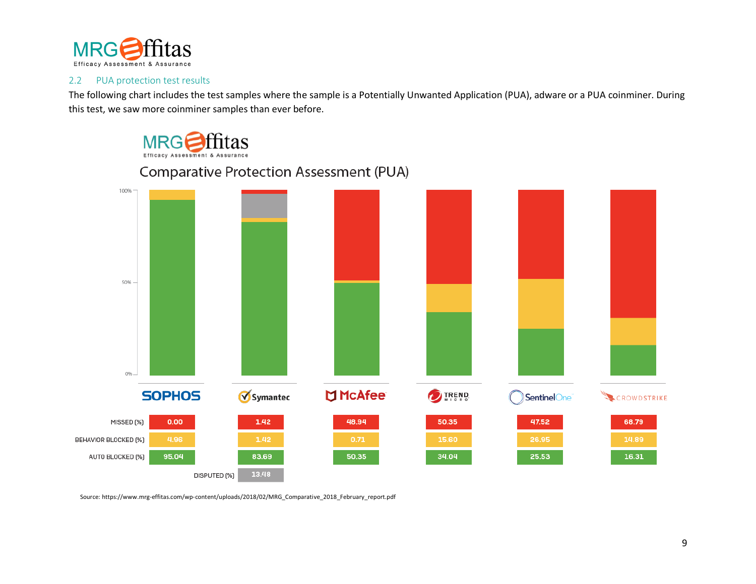## 2.2 PUA protection test results

The following chart includes the test samples where the sample is a Potentially Unwanted Application (PUA), adware or a PUA coinminer. During this test, we saw more coinminer samples than ever before.

**Comparative Protection Assessment (PUA)**

| | SOPHOS | Symantec | McAfee | TREND MICRO | SentinelOne | CROWDSTRIKE |
|---|---|---|---|---|---|---|
| MISSED [%] | 0.00 | 1.42 | 48.94 | 50.35 | 47.52 | 68.79 |
| BEHAVIOR BLOCKED [%] | 4.96 | 1.42 | 0.71 | 15.60 | 26.95 | 14.89 |
| AUTO BLOCKED [%] | 95.04 | 83.69 | 50.35 | 34.04 | 25.53 | 16.31 |
| DISPUTED [%] | | 13.48 | | | | |

Source: https://www.mrg-effitas.com/wp-content/uploads/2018/02/MRG_Comparative_2018_February_report.pdf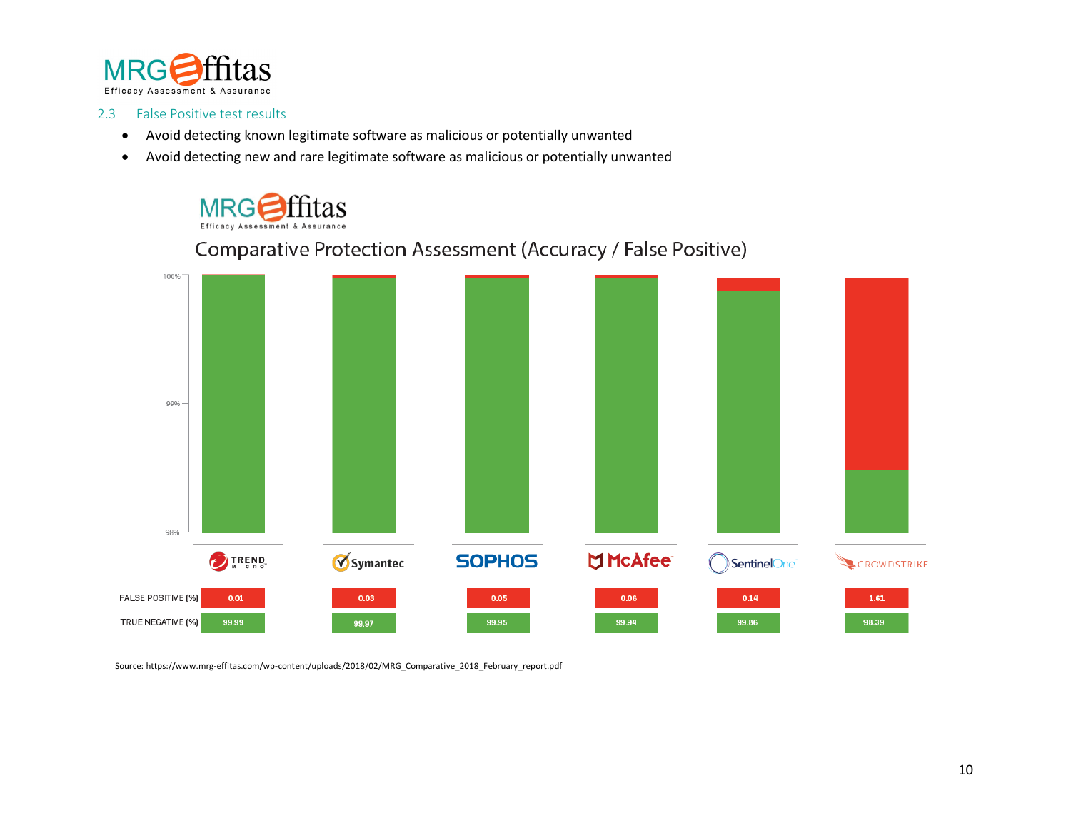## 2.3 False Positive test results

- Avoid detecting known legitimate software as malicious or potentially unwanted
- Avoid detecting new and rare legitimate software as malicious or potentially unwanted

**Comparative Protection Assessment (Accuracy / False Positive)**

| | Trend Micro | Symantec | Sophos | McAfee | SentinelOne | CrowdStrike |
|---|---|---|---|---|---|---|
| FALSE POSITIVE (%) | 0.01 | 0.03 | 0.05 | 0.06 | 0.14 | 1.61 |
| TRUE NEGATIVE (%) | 99.99 | 99.97 | 99.95 | 99.94 | 99.86 | 98.39 |

Source: https://www.mrg-effitas.com/wp-content/uploads/2018/02/MRG_Comparative_2018_February_report.pdf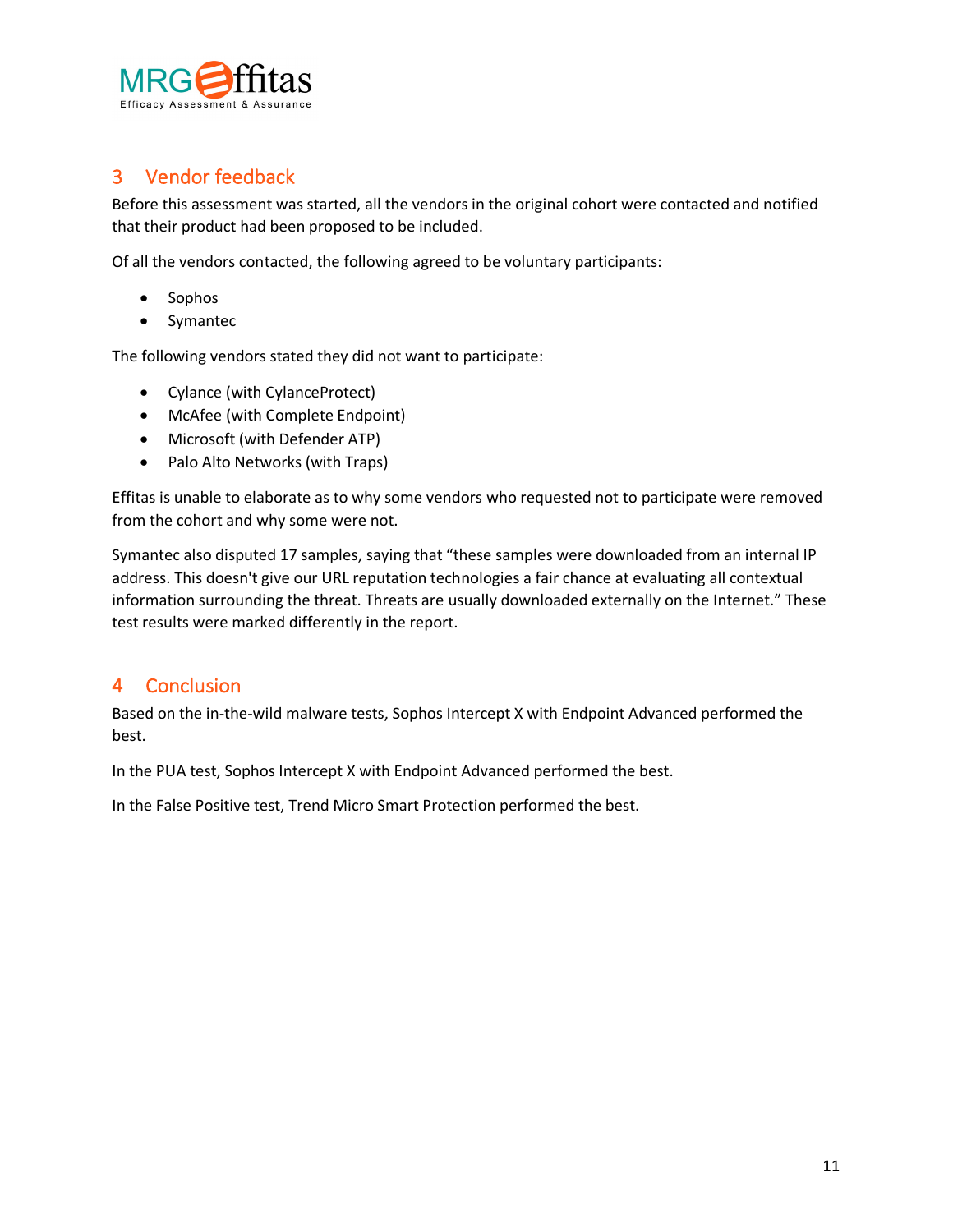## 3 Vendor feedback

Before this assessment was started, all the vendors in the original cohort were contacted and notified that their product had been proposed to be included.

Of all the vendors contacted, the following agreed to be voluntary participants:

- Sophos
- Symantec

The following vendors stated they did not want to participate:

- Cylance (with CylanceProtect)
- McAfee (with Complete Endpoint)
- Microsoft (with Defender ATP)
- Palo Alto Networks (with Traps)

Effitas is unable to elaborate as to why some vendors who requested not to participate were removed from the cohort and why some were not.

Symantec also disputed 17 samples, saying that “these samples were downloaded from an internal IP address. This doesn't give our URL reputation technologies a fair chance at evaluating all contextual information surrounding the threat. Threats are usually downloaded externally on the Internet.” These test results were marked differently in the report.

## 4 Conclusion

Based on the in-the-wild malware tests, Sophos Intercept X with Endpoint Advanced performed the best.

In the PUA test, Sophos Intercept X with Endpoint Advanced performed the best.

In the False Positive test, Trend Micro Smart Protection performed the best.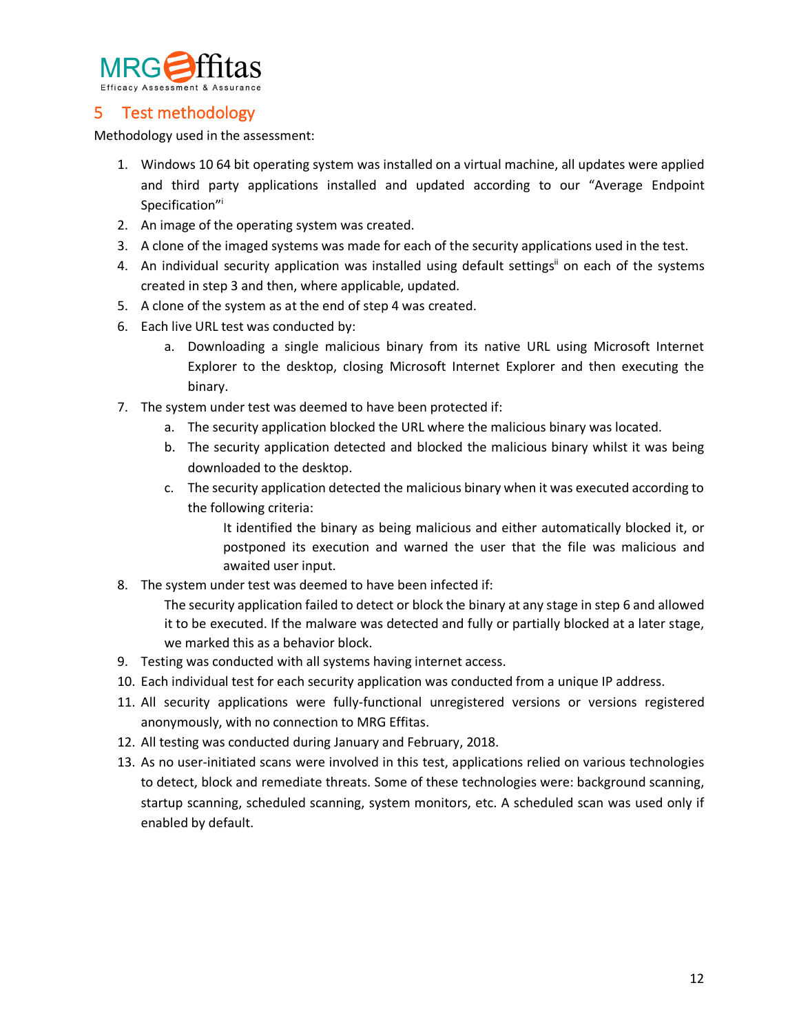## 5 Test methodology

Methodology used in the assessment:

1. Windows 10 64 bit operating system was installed on a virtual machine, all updates were applied and third party applications installed and updated according to our "Average Endpoint Specification"[i]
2. An image of the operating system was created.
3. A clone of the imaged systems was made for each of the security applications used in the test.
4. An individual security application was installed using default settings[ii] on each of the systems created in step 3 and then, where applicable, updated.
5. A clone of the system as at the end of step 4 was created.
6. Each live URL test was conducted by:
   a. Downloading a single malicious binary from its native URL using Microsoft Internet Explorer to the desktop, closing Microsoft Internet Explorer and then executing the binary.
7. The system under test was deemed to have been protected if:
   a. The security application blocked the URL where the malicious binary was located.
   b. The security application detected and blocked the malicious binary whilst it was being downloaded to the desktop.
   c. The security application detected the malicious binary when it was executed according to the following criteria:

      It identified the binary as being malicious and either automatically blocked it, or postponed its execution and warned the user that the file was malicious and awaited user input.
8. The system under test was deemed to have been infected if:

   The security application failed to detect or block the binary at any stage in step 6 and allowed it to be executed. If the malware was detected and fully or partially blocked at a later stage, we marked this as a behavior block.
9. Testing was conducted with all systems having internet access.
10. Each individual test for each security application was conducted from a unique IP address.
11. All security applications were fully-functional unregistered versions or versions registered anonymously, with no connection to MRG Effitas.
12. All testing was conducted during January and February, 2018.
13. As no user-initiated scans were involved in this test, applications relied on various technologies to detect, block and remediate threats. Some of these technologies were: background scanning, startup scanning, scheduled scanning, system monitors, etc. A scheduled scan was used only if enabled by default.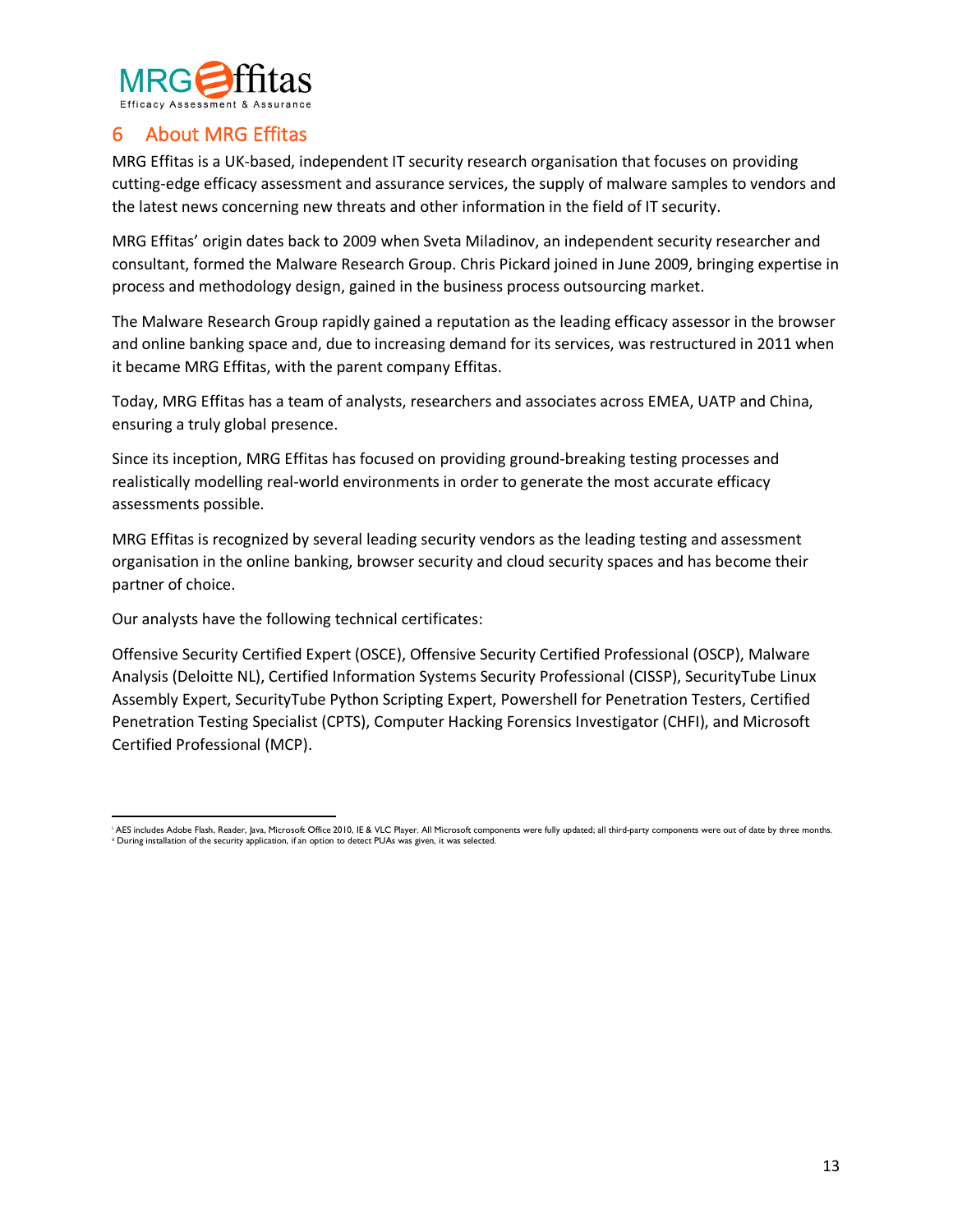## 6 About MRG Effitas

MRG Effitas is a UK-based, independent IT security research organisation that focuses on providing cutting-edge efficacy assessment and assurance services, the supply of malware samples to vendors and the latest news concerning new threats and other information in the field of IT security.

MRG Effitas' origin dates back to 2009 when Sveta Miladinov, an independent security researcher and consultant, formed the Malware Research Group. Chris Pickard joined in June 2009, bringing expertise in process and methodology design, gained in the business process outsourcing market.

The Malware Research Group rapidly gained a reputation as the leading efficacy assessor in the browser and online banking space and, due to increasing demand for its services, was restructured in 2011 when it became MRG Effitas, with the parent company Effitas.

Today, MRG Effitas has a team of analysts, researchers and associates across EMEA, UATP and China, ensuring a truly global presence.

Since its inception, MRG Effitas has focused on providing ground-breaking testing processes and realistically modelling real-world environments in order to generate the most accurate efficacy assessments possible.

MRG Effitas is recognized by several leading security vendors as the leading testing and assessment organisation in the online banking, browser security and cloud security spaces and has become their partner of choice.

Our analysts have the following technical certificates:

Offensive Security Certified Expert (OSCE), Offensive Security Certified Professional (OSCP), Malware Analysis (Deloitte NL), Certified Information Systems Security Professional (CISSP), SecurityTube Linux Assembly Expert, SecurityTube Python Scripting Expert, Powershell for Penetration Testers, Certified Penetration Testing Specialist (CPTS), Computer Hacking Forensics Investigator (CHFI), and Microsoft Certified Professional (MCP).

---

[i] AES includes Adobe Flash, Reader, Java, Microsoft Office 2010, IE & VLC Player. All Microsoft components were fully updated; all third-party components were out of date by three months.

[ii] During installation of the security application, if an option to detect PUAs was given, it was selected.